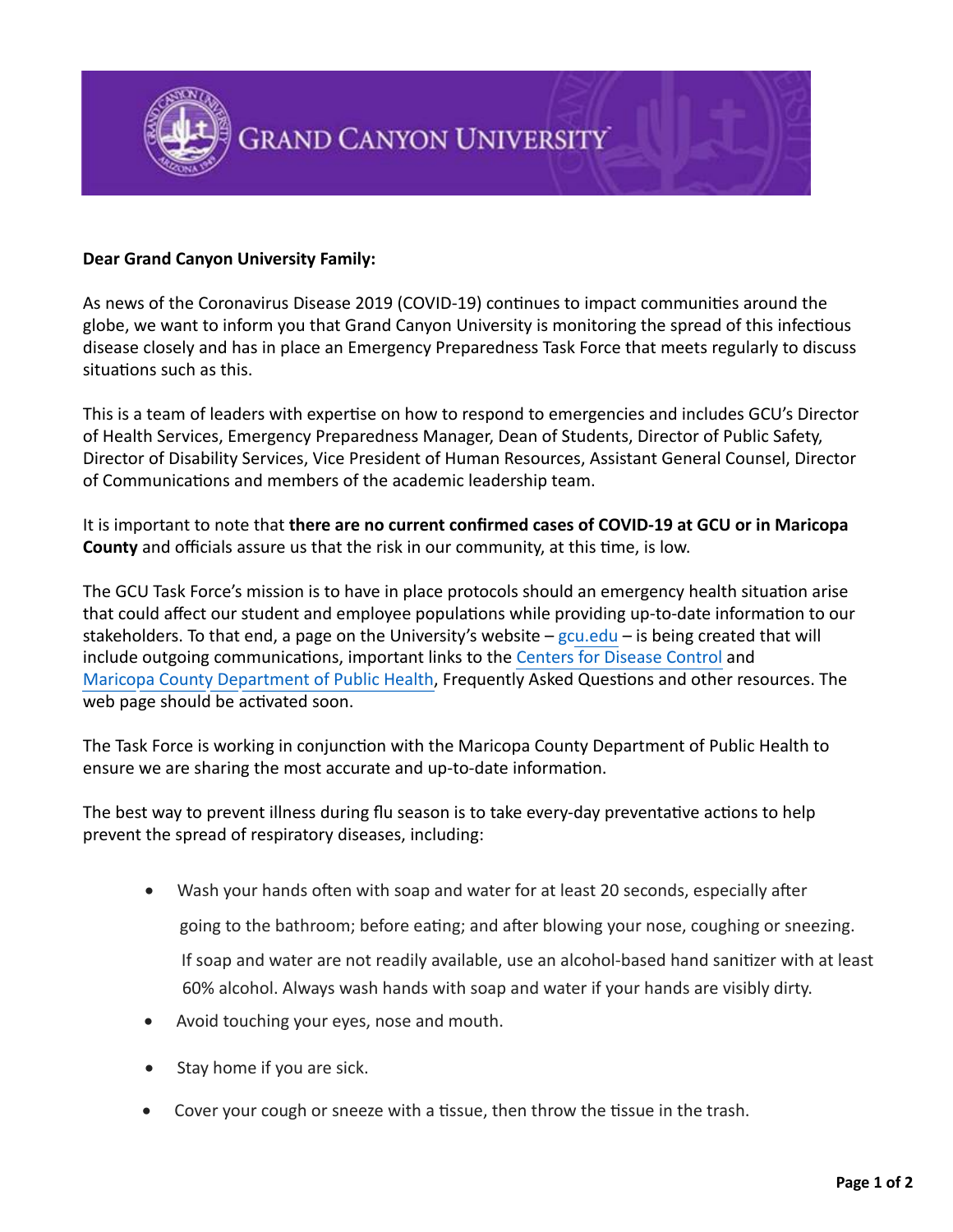**Dear Grand Canyon University Family:**

As news of the Coronavirus Disease 2019 (COVID-19) continues to impact communities around the globe, we want to inform you that Grand Canyon University is monitoring the spread of this infectious disease closely and has in place an Emergency Preparedness Task Force that meets regularly to discuss situations such as this.

This is a team of leaders with expertise on how to respond to emergencies and includes GCU's Director of Health Services, Emergency Preparedness Manager, Dean of Students, Director of Public Safety, Director of Disability Services, Vice President of Human Resources, Assistant General Counsel, Director of Communications and members of the academic leadership team.

It is important to note that **there are no current confirmed cases of COVID-19 at GCU or in Maricopa County** and officials assure us that the risk in our community, at this time, is low.

The GCU Task Force's mission is to have in place protocols should an emergency health situation arise that could affect our student and employee populations while providing up-to-date information to our stakeholders. To that end, a page on the University's website – gcu.edu – is being created that will include outgoing communications, important links to the Centers for Disease Control and Maricopa County Department of Public Health, Frequently Asked Questions and other resources. The web page should be activated soon.

The Task Force is working in conjunction with the Maricopa County Department of Public Health to ensure we are sharing the most accurate and up-to-date information.

The best way to prevent illness during flu season is to take every-day preventative actions to help prevent the spread of respiratory diseases, including:

- Wash your hands often with soap and water for at least 20 seconds, especially after going to the bathroom; before eating; and after blowing your nose, coughing or sneezing. If soap and water are not readily available, use an alcohol-based hand sanitizer with at least 60% alcohol. Always wash hands with soap and water if your hands are visibly dirty.
- Avoid touching your eyes, nose and mouth.
- Stay home if you are sick.
- Cover your cough or sneeze with a tissue, then throw the tissue in the trash.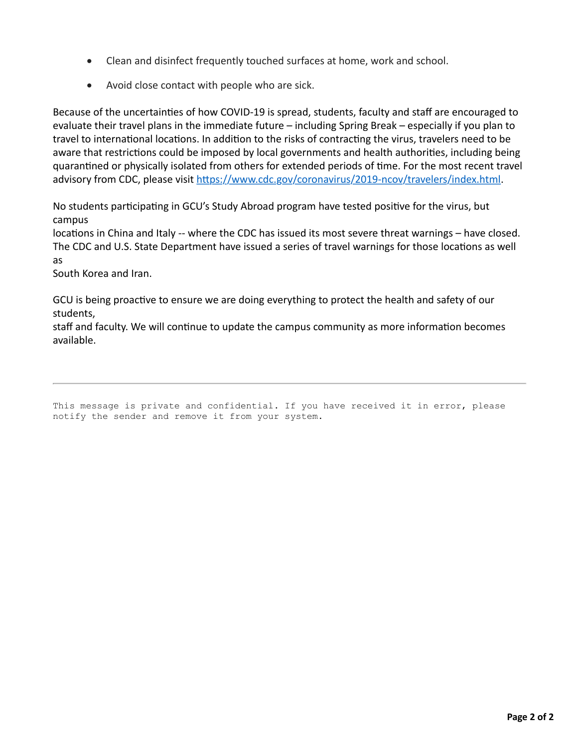- Clean and disinfect frequently touched surfaces at home, work and school.
- Avoid close contact with people who are sick.

Because of the uncertainties of how COVID-19 is spread, students, faculty and staff are encouraged to evaluate their travel plans in the immediate future – including Spring Break – especially if you plan to travel to international locations. In addition to the risks of contracting the virus, travelers need to be aware that restrictions could be imposed by local governments and health authorities, including being quarantined or physically isolated from others for extended periods of time. For the most recent travel advisory from CDC, please visit [https://www.cdc.gov/coronavirus/2019-ncov/travelers/index.html](https://www.cdc.gov/coronavirus/2019-ncov/travelers/index.html).

No students participating in GCU's Study Abroad program have tested positive for the virus, but campus locations in China and Italy -- where the CDC has issued its most severe threat warnings – have closed. The CDC and U.S. State Department have issued a series of travel warnings for those locations as well as South Korea and Iran.

GCU is being proactive to ensure we are doing everything to protect the health and safety of our students, staff and faculty. We will continue to update the campus community as more information becomes available.

---

```
This message is private and confidential. If you have received it in error, please
notify the sender and remove it from your system.
```